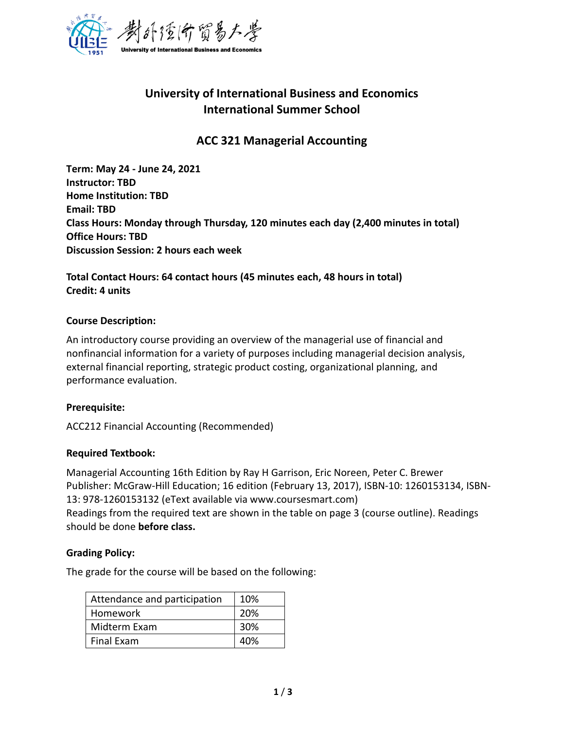# University of International Business and Economics International Summer School

## ACC 321 Managerial Accounting

**Term: May 24 - June 24, 2021**
**Instructor: TBD**
**Home Institution: TBD**
**Email: TBD**
**Class Hours: Monday through Thursday, 120 minutes each day (2,400 minutes in total)**
**Office Hours: TBD**
**Discussion Session: 2 hours each week**

**Total Contact Hours: 64 contact hours (45 minutes each, 48 hours in total)**
**Credit: 4 units**

### Course Description:

An introductory course providing an overview of the managerial use of financial and nonfinancial information for a variety of purposes including managerial decision analysis, external financial reporting, strategic product costing, organizational planning, and performance evaluation.

### Prerequisite:

ACC212 Financial Accounting (Recommended)

### Required Textbook:

Managerial Accounting 16th Edition by Ray H Garrison, Eric Noreen, Peter C. Brewer
Publisher: McGraw-Hill Education; 16 edition (February 13, 2017), ISBN-10: 1260153134, ISBN-13: 978-1260153132 (eText available via www.coursesmart.com)
Readings from the required text are shown in the table on page 3 (course outline). Readings should be done **before class.**

### Grading Policy:

The grade for the course will be based on the following:

| Attendance and participation | 10% |
|---|---|
| Homework | 20% |
| Midterm Exam | 30% |
| Final Exam | 40% |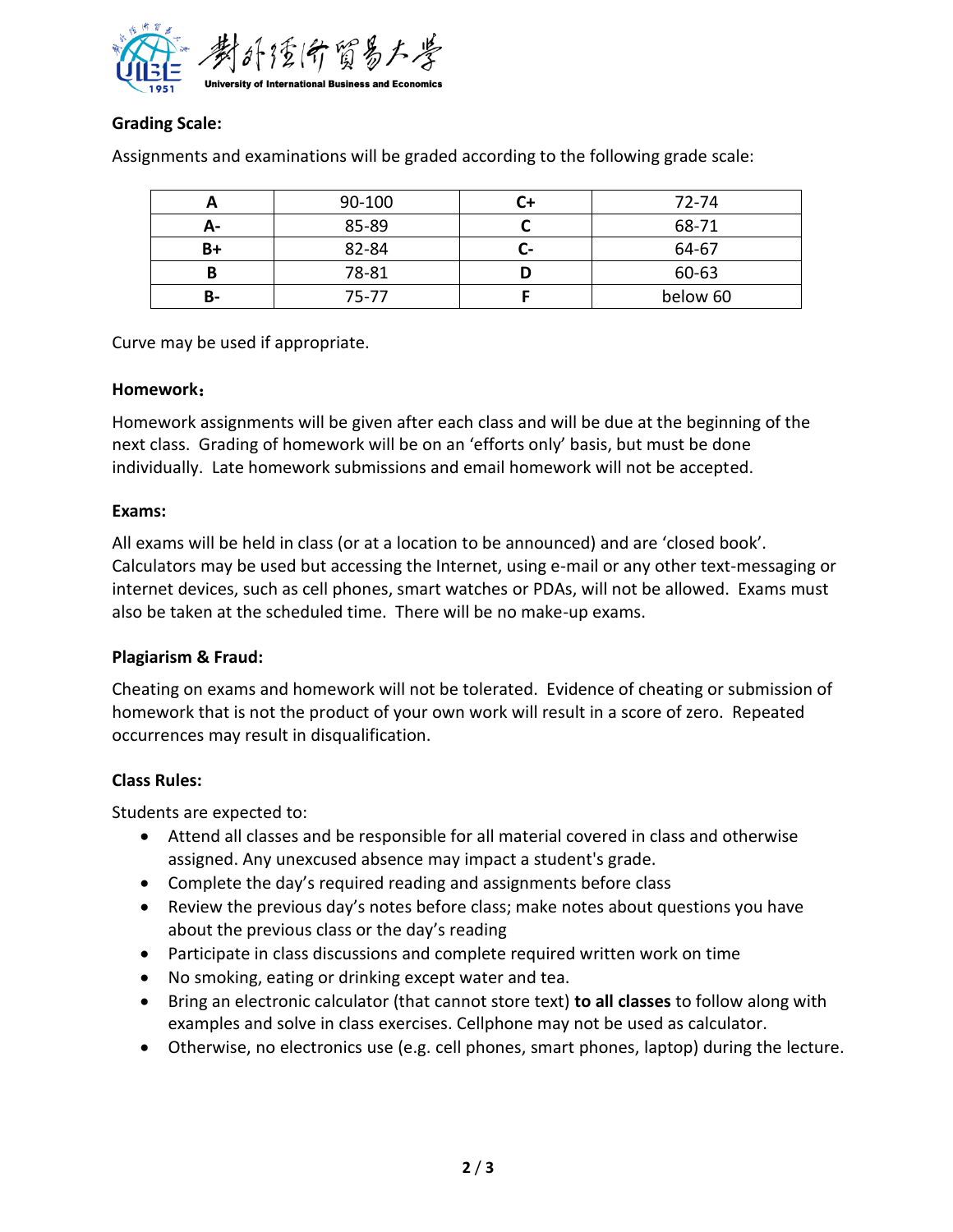**Grading Scale:**

Assignments and examinations will be graded according to the following grade scale:

| | | | |
|---|---|---|---|
| **A** | 90-100 | **C+** | 72-74 |
| **A-** | 85-89 | **C** | 68-71 |
| **B+** | 82-84 | **C-** | 64-67 |
| **B** | 78-81 | **D** | 60-63 |
| **B-** | 75-77 | **F** | below 60 |

Curve may be used if appropriate.

**Homework：**

Homework assignments will be given after each class and will be due at the beginning of the next class. Grading of homework will be on an 'efforts only' basis, but must be done individually. Late homework submissions and email homework will not be accepted.

**Exams:**

All exams will be held in class (or at a location to be announced) and are 'closed book'. Calculators may be used but accessing the Internet, using e-mail or any other text-messaging or internet devices, such as cell phones, smart watches or PDAs, will not be allowed. Exams must also be taken at the scheduled time. There will be no make-up exams.

**Plagiarism & Fraud:**

Cheating on exams and homework will not be tolerated. Evidence of cheating or submission of homework that is not the product of your own work will result in a score of zero. Repeated occurrences may result in disqualification.

**Class Rules:**

Students are expected to:

- Attend all classes and be responsible for all material covered in class and otherwise assigned. Any unexcused absence may impact a student's grade.
- Complete the day's required reading and assignments before class
- Review the previous day's notes before class; make notes about questions you have about the previous class or the day's reading
- Participate in class discussions and complete required written work on time
- No smoking, eating or drinking except water and tea.
- Bring an electronic calculator (that cannot store text) **to all classes** to follow along with examples and solve in class exercises. Cellphone may not be used as calculator.
- Otherwise, no electronics use (e.g. cell phones, smart phones, laptop) during the lecture.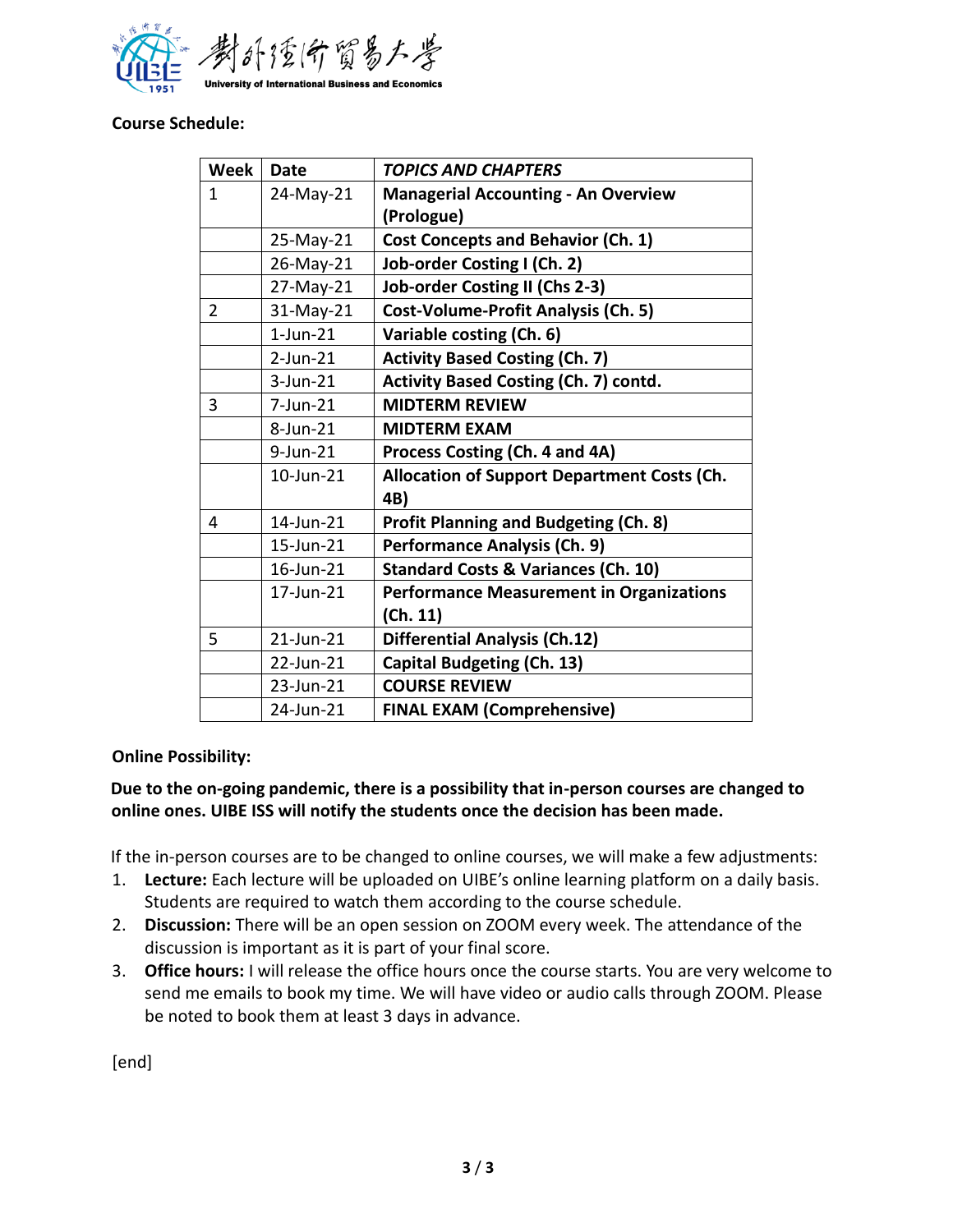**Course Schedule:**

| Week | Date | *TOPICS AND CHAPTERS* |
| --- | --- | --- |
| 1 | 24-May-21 | **Managerial Accounting - An Overview (Prologue)** |
| | 25-May-21 | **Cost Concepts and Behavior (Ch. 1)** |
| | 26-May-21 | **Job-order Costing I (Ch. 2)** |
| | 27-May-21 | **Job-order Costing II (Chs 2-3)** |
| 2 | 31-May-21 | **Cost-Volume-Profit Analysis (Ch. 5)** |
| | 1-Jun-21 | **Variable costing (Ch. 6)** |
| | 2-Jun-21 | **Activity Based Costing (Ch. 7)** |
| | 3-Jun-21 | **Activity Based Costing (Ch. 7) contd.** |
| 3 | 7-Jun-21 | **MIDTERM REVIEW** |
| | 8-Jun-21 | **MIDTERM EXAM** |
| | 9-Jun-21 | **Process Costing (Ch. 4 and 4A)** |
| | 10-Jun-21 | **Allocation of Support Department Costs (Ch. 4B)** |
| 4 | 14-Jun-21 | **Profit Planning and Budgeting (Ch. 8)** |
| | 15-Jun-21 | **Performance Analysis (Ch. 9)** |
| | 16-Jun-21 | **Standard Costs & Variances (Ch. 10)** |
| | 17-Jun-21 | **Performance Measurement in Organizations (Ch. 11)** |
| 5 | 21-Jun-21 | **Differential Analysis (Ch.12)** |
| | 22-Jun-21 | **Capital Budgeting (Ch. 13)** |
| | 23-Jun-21 | **COURSE REVIEW** |
| | 24-Jun-21 | **FINAL EXAM (Comprehensive)** |

**Online Possibility:**

**Due to the on-going pandemic, there is a possibility that in-person courses are changed to online ones. UIBE ISS will notify the students once the decision has been made.**

If the in-person courses are to be changed to online courses, we will make a few adjustments:

1. **Lecture:** Each lecture will be uploaded on UIBE's online learning platform on a daily basis. Students are required to watch them according to the course schedule.
2. **Discussion:** There will be an open session on ZOOM every week. The attendance of the discussion is important as it is part of your final score.
3. **Office hours:** I will release the office hours once the course starts. You are very welcome to send me emails to book my time. We will have video or audio calls through ZOOM. Please be noted to book them at least 3 days in advance.

[end]